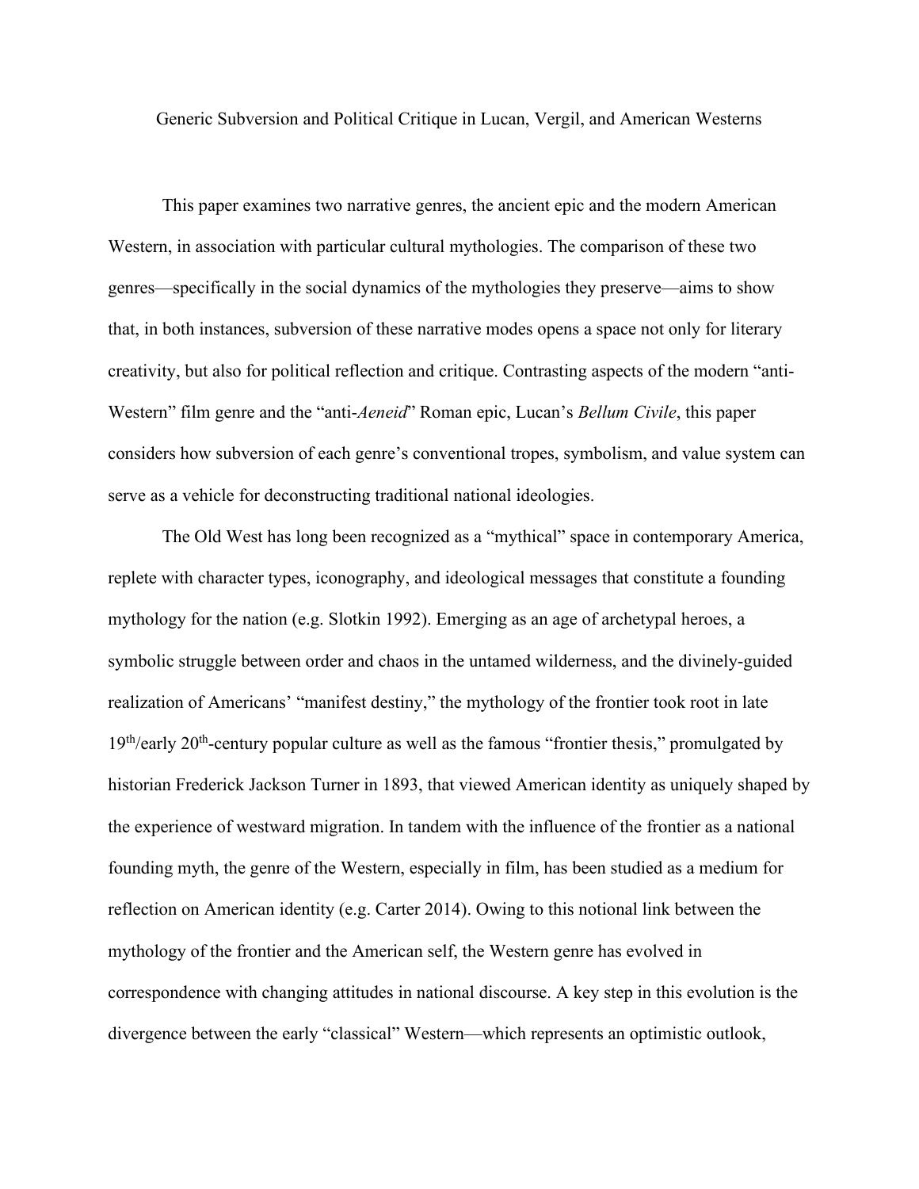# Generic Subversion and Political Critique in Lucan, Vergil, and American Westerns

This paper examines two narrative genres, the ancient epic and the modern American Western, in association with particular cultural mythologies. The comparison of these two genres—specifically in the social dynamics of the mythologies they preserve—aims to show that, in both instances, subversion of these narrative modes opens a space not only for literary creativity, but also for political reflection and critique. Contrasting aspects of the modern "anti-Western" film genre and the "anti-*Aeneid*" Roman epic, Lucan's *Bellum Civile*, this paper considers how subversion of each genre's conventional tropes, symbolism, and value system can serve as a vehicle for deconstructing traditional national ideologies.

The Old West has long been recognized as a "mythical" space in contemporary America, replete with character types, iconography, and ideological messages that constitute a founding mythology for the nation (e.g. Slotkin 1992). Emerging as an age of archetypal heroes, a symbolic struggle between order and chaos in the untamed wilderness, and the divinely-guided realization of Americans' "manifest destiny," the mythology of the frontier took root in late 19th/early 20th-century popular culture as well as the famous "frontier thesis," promulgated by historian Frederick Jackson Turner in 1893, that viewed American identity as uniquely shaped by the experience of westward migration. In tandem with the influence of the frontier as a national founding myth, the genre of the Western, especially in film, has been studied as a medium for reflection on American identity (e.g. Carter 2014). Owing to this notional link between the mythology of the frontier and the American self, the Western genre has evolved in correspondence with changing attitudes in national discourse. A key step in this evolution is the divergence between the early "classical" Western—which represents an optimistic outlook,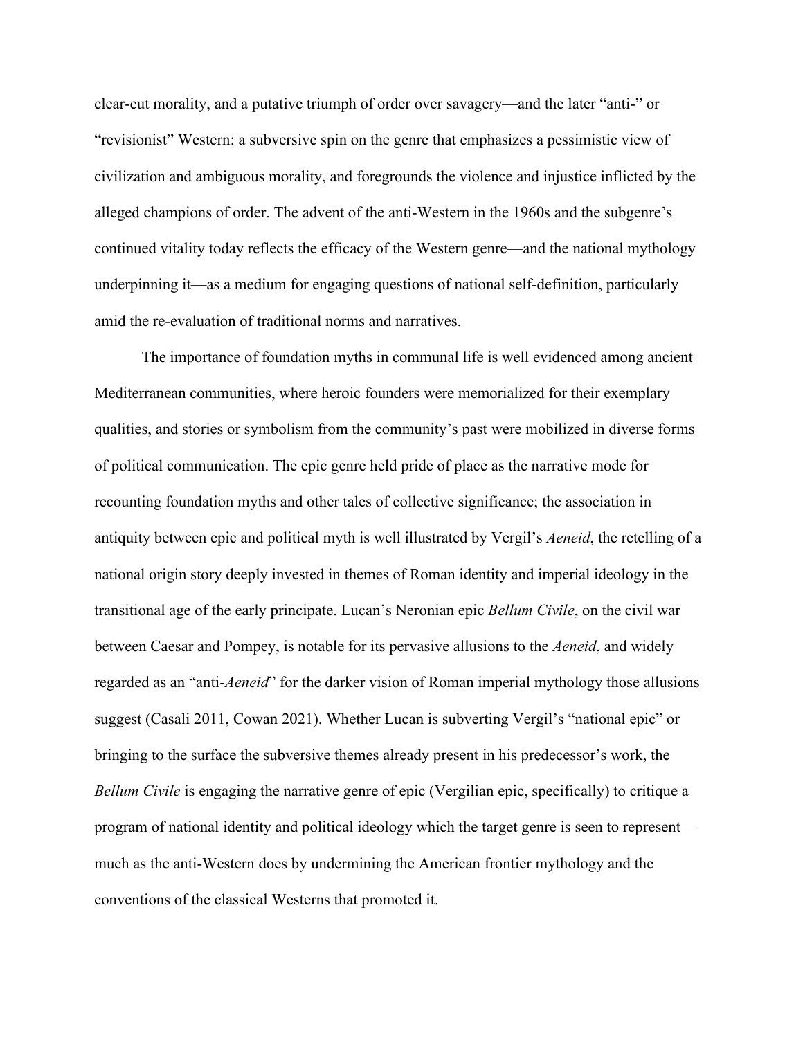clear-cut morality, and a putative triumph of order over savagery—and the later "anti-" or "revisionist" Western: a subversive spin on the genre that emphasizes a pessimistic view of civilization and ambiguous morality, and foregrounds the violence and injustice inflicted by the alleged champions of order. The advent of the anti-Western in the 1960s and the subgenre's continued vitality today reflects the efficacy of the Western genre—and the national mythology underpinning it—as a medium for engaging questions of national self-definition, particularly amid the re-evaluation of traditional norms and narratives.

The importance of foundation myths in communal life is well evidenced among ancient Mediterranean communities, where heroic founders were memorialized for their exemplary qualities, and stories or symbolism from the community's past were mobilized in diverse forms of political communication. The epic genre held pride of place as the narrative mode for recounting foundation myths and other tales of collective significance; the association in antiquity between epic and political myth is well illustrated by Vergil's *Aeneid*, the retelling of a national origin story deeply invested in themes of Roman identity and imperial ideology in the transitional age of the early principate. Lucan's Neronian epic *Bellum Civile*, on the civil war between Caesar and Pompey, is notable for its pervasive allusions to the *Aeneid*, and widely regarded as an "anti-*Aeneid*" for the darker vision of Roman imperial mythology those allusions suggest (Casali 2011, Cowan 2021). Whether Lucan is subverting Vergil's "national epic" or bringing to the surface the subversive themes already present in his predecessor's work, the *Bellum Civile* is engaging the narrative genre of epic (Vergilian epic, specifically) to critique a program of national identity and political ideology which the target genre is seen to represent—much as the anti-Western does by undermining the American frontier mythology and the conventions of the classical Westerns that promoted it.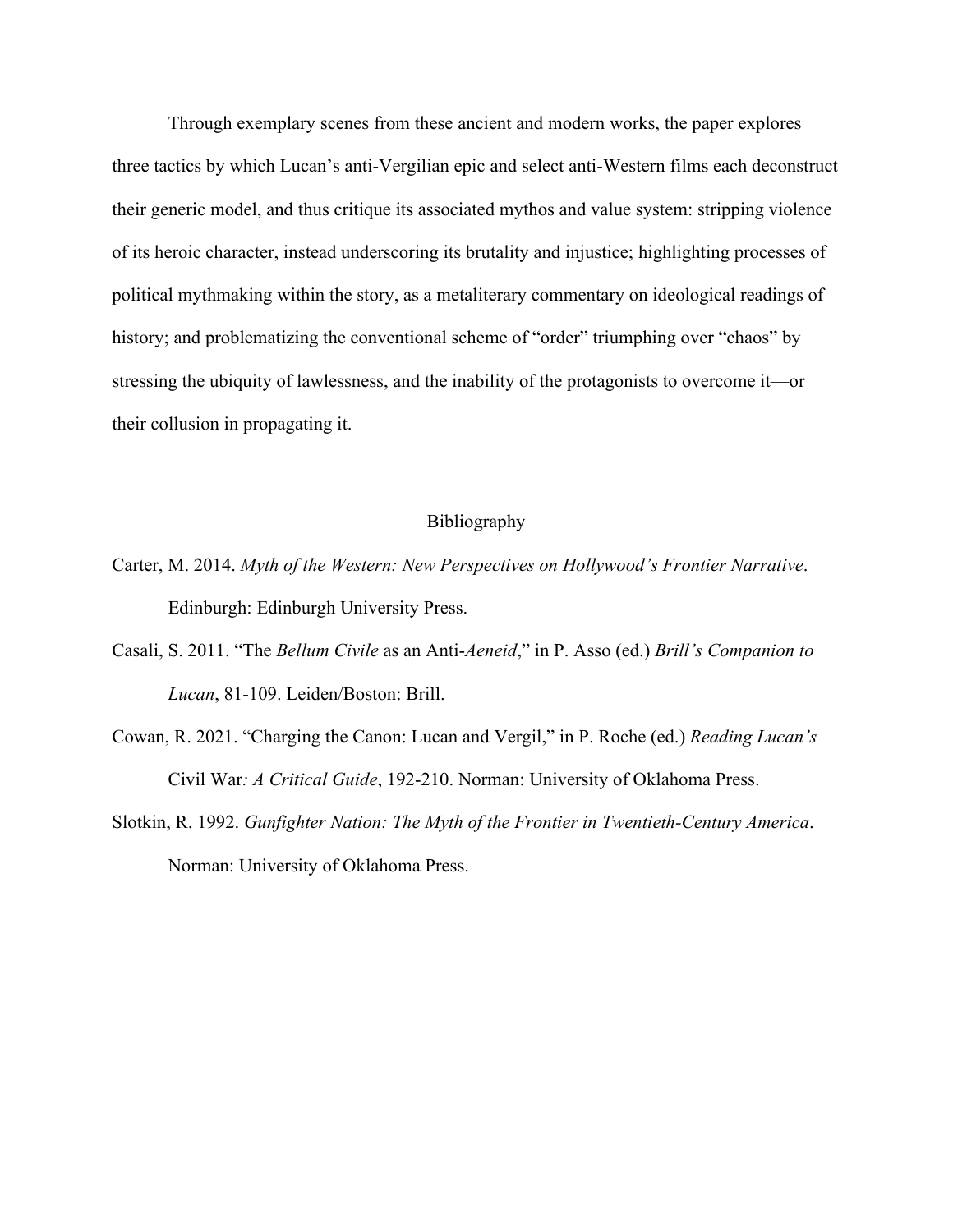Through exemplary scenes from these ancient and modern works, the paper explores three tactics by which Lucan's anti-Vergilian epic and select anti-Western films each deconstruct their generic model, and thus critique its associated mythos and value system: stripping violence of its heroic character, instead underscoring its brutality and injustice; highlighting processes of political mythmaking within the story, as a metaliterary commentary on ideological readings of history; and problematizing the conventional scheme of "order" triumphing over "chaos" by stressing the ubiquity of lawlessness, and the inability of the protagonists to overcome it—or their collusion in propagating it.

## Bibliography

Carter, M. 2014. *Myth of the Western: New Perspectives on Hollywood's Frontier Narrative*. Edinburgh: Edinburgh University Press.

Casali, S. 2011. "The *Bellum Civile* as an Anti-*Aeneid*," in P. Asso (ed.) *Brill's Companion to Lucan*, 81-109. Leiden/Boston: Brill.

Cowan, R. 2021. "Charging the Canon: Lucan and Vergil," in P. Roche (ed.) *Reading Lucan's* Civil War*: A Critical Guide*, 192-210. Norman: University of Oklahoma Press.

Slotkin, R. 1992. *Gunfighter Nation: The Myth of the Frontier in Twentieth-Century America*. Norman: University of Oklahoma Press.